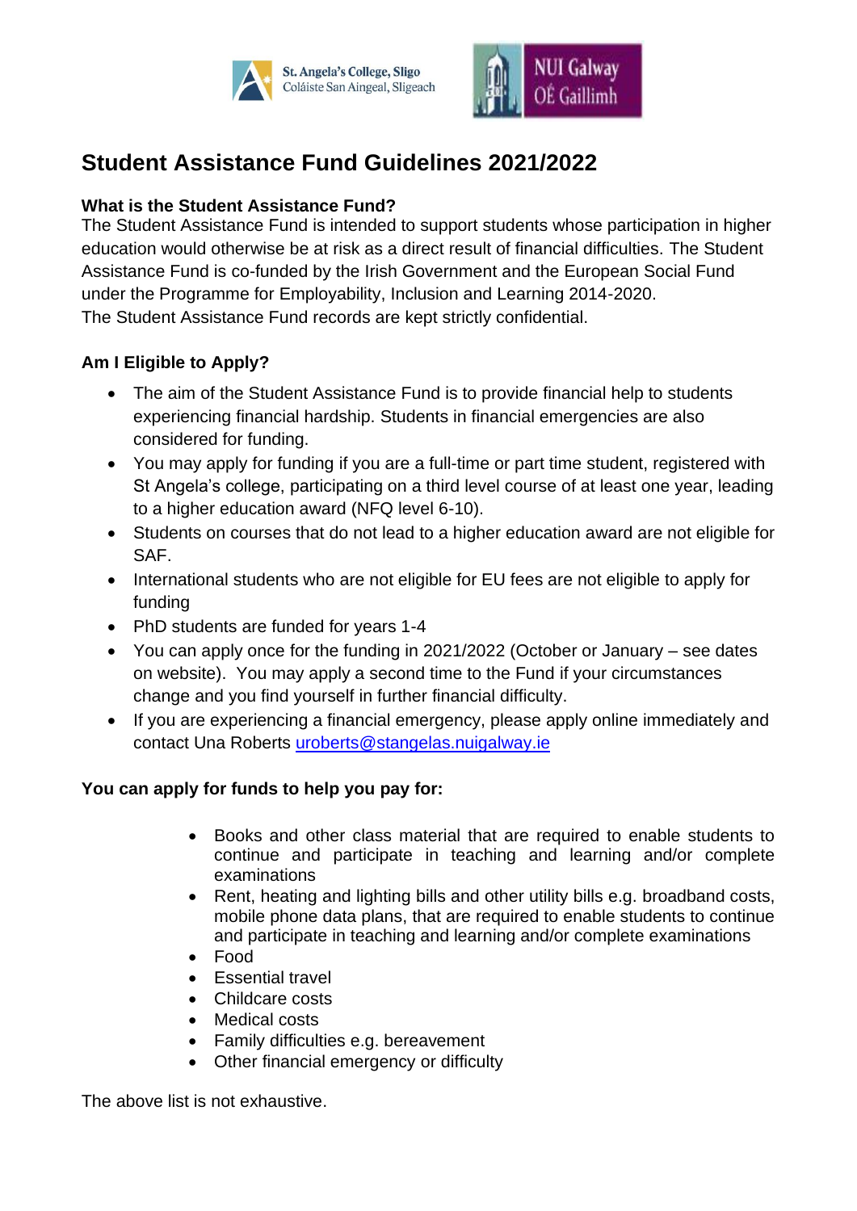St. Angela's College, Sligo
Coláiste San Aingeal, Sligeach

NUI Galway
OÉ Gaillimh

# Student Assistance Fund Guidelines 2021/2022

**What is the Student Assistance Fund?**

The Student Assistance Fund is intended to support students whose participation in higher education would otherwise be at risk as a direct result of financial difficulties. The Student Assistance Fund is co-funded by the Irish Government and the European Social Fund under the Programme for Employability, Inclusion and Learning 2014-2020.
The Student Assistance Fund records are kept strictly confidential.

**Am I Eligible to Apply?**

- The aim of the Student Assistance Fund is to provide financial help to students experiencing financial hardship. Students in financial emergencies are also considered for funding.
- You may apply for funding if you are a full-time or part time student, registered with St Angela's college, participating on a third level course of at least one year, leading to a higher education award (NFQ level 6-10).
- Students on courses that do not lead to a higher education award are not eligible for SAF.
- International students who are not eligible for EU fees are not eligible to apply for funding
- PhD students are funded for years 1-4
- You can apply once for the funding in 2021/2022 (October or January – see dates on website). You may apply a second time to the Fund if your circumstances change and you find yourself in further financial difficulty.
- If you are experiencing a financial emergency, please apply online immediately and contact Una Roberts uroberts@stangelas.nuigalway.ie

**You can apply for funds to help you pay for:**

- Books and other class material that are required to enable students to continue and participate in teaching and learning and/or complete examinations
- Rent, heating and lighting bills and other utility bills e.g. broadband costs, mobile phone data plans, that are required to enable students to continue and participate in teaching and learning and/or complete examinations
- Food
- Essential travel
- Childcare costs
- Medical costs
- Family difficulties e.g. bereavement
- Other financial emergency or difficulty

The above list is not exhaustive.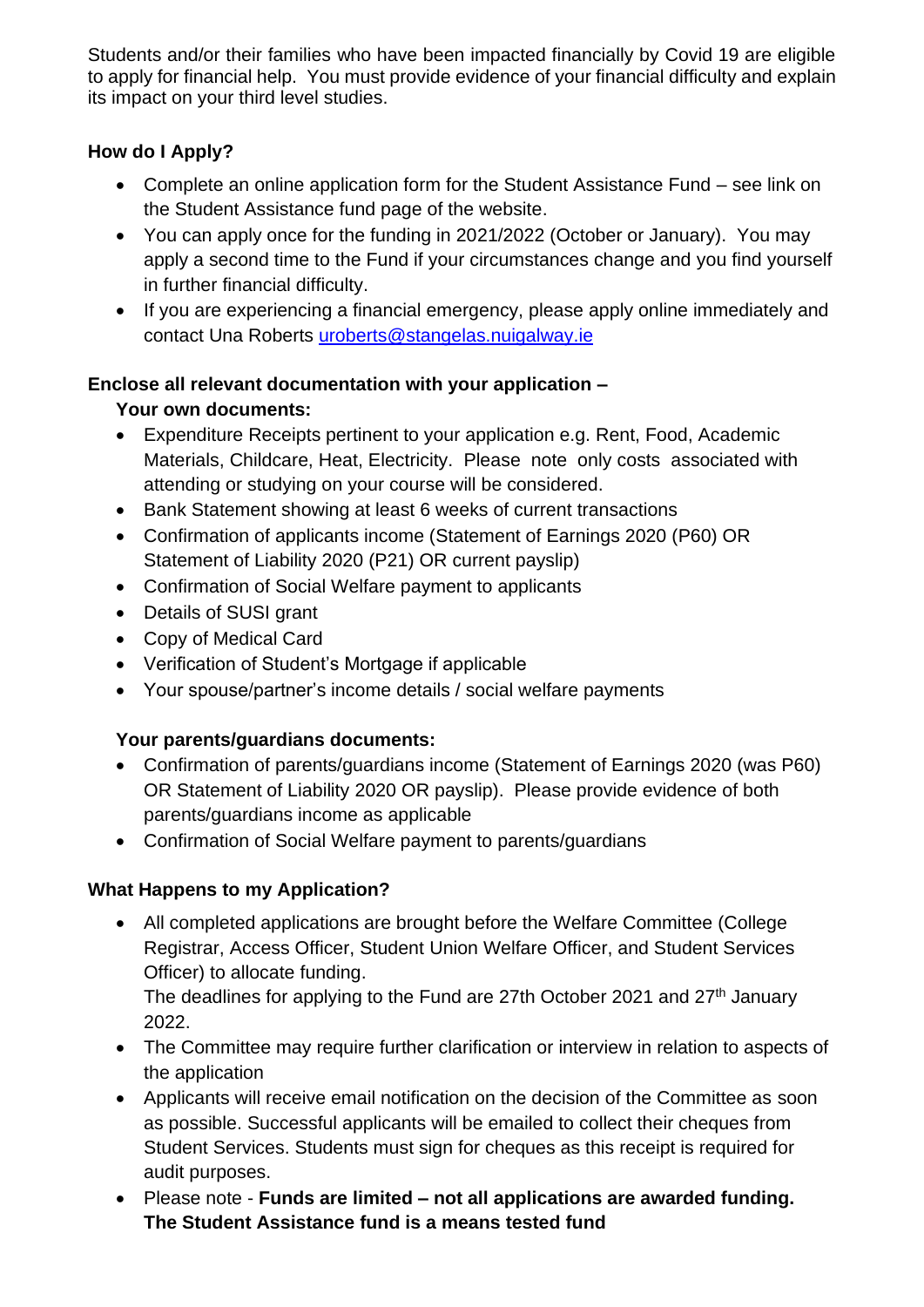Students and/or their families who have been impacted financially by Covid 19 are eligible to apply for financial help. You must provide evidence of your financial difficulty and explain its impact on your third level studies.

**How do I Apply?**

- Complete an online application form for the Student Assistance Fund – see link on the Student Assistance fund page of the website.
- You can apply once for the funding in 2021/2022 (October or January). You may apply a second time to the Fund if your circumstances change and you find yourself in further financial difficulty.
- If you are experiencing a financial emergency, please apply online immediately and contact Una Roberts [uroberts@stangelas.nuigalway.ie](mailto:uroberts@stangelas.nuigalway.ie)

**Enclose all relevant documentation with your application –**

**Your own documents:**

- Expenditure Receipts pertinent to your application e.g. Rent, Food, Academic Materials, Childcare, Heat, Electricity. Please note only costs associated with attending or studying on your course will be considered.
- Bank Statement showing at least 6 weeks of current transactions
- Confirmation of applicants income (Statement of Earnings 2020 (P60) OR Statement of Liability 2020 (P21) OR current payslip)
- Confirmation of Social Welfare payment to applicants
- Details of SUSI grant
- Copy of Medical Card
- Verification of Student's Mortgage if applicable
- Your spouse/partner's income details / social welfare payments

**Your parents/guardians documents:**

- Confirmation of parents/guardians income (Statement of Earnings 2020 (was P60) OR Statement of Liability 2020 OR payslip). Please provide evidence of both parents/guardians income as applicable
- Confirmation of Social Welfare payment to parents/guardians

**What Happens to my Application?**

- All completed applications are brought before the Welfare Committee (College Registrar, Access Officer, Student Union Welfare Officer, and Student Services Officer) to allocate funding.
  The deadlines for applying to the Fund are 27th October 2021 and 27th January 2022.
- The Committee may require further clarification or interview in relation to aspects of the application
- Applicants will receive email notification on the decision of the Committee as soon as possible. Successful applicants will be emailed to collect their cheques from Student Services. Students must sign for cheques as this receipt is required for audit purposes.
- Please note - **Funds are limited – not all applications are awarded funding. The Student Assistance fund is a means tested fund**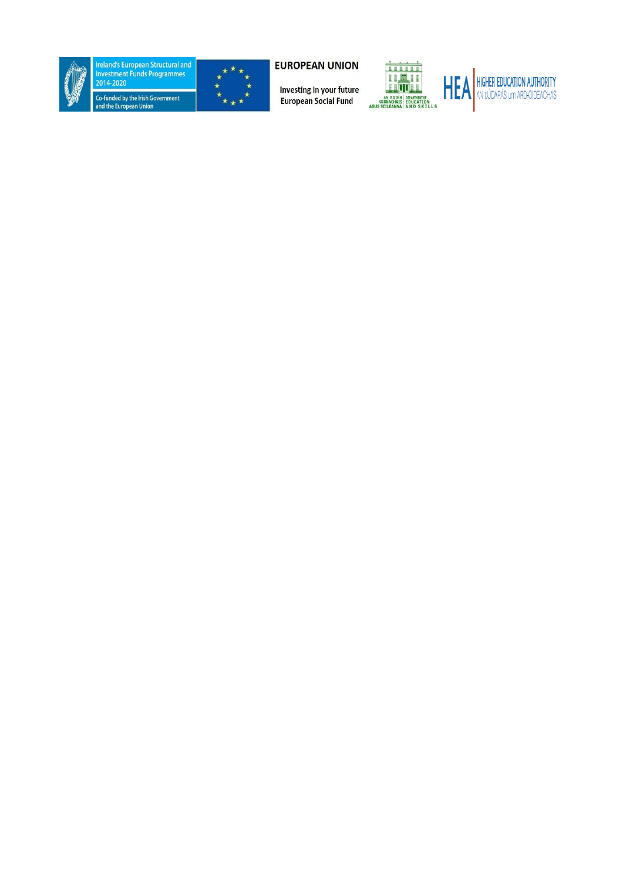Ireland's European Structural and Investment Funds Programmes 2014-2020

Co-funded by the Irish Government and the European Union

EUROPEAN UNION

Investing in your future
European Social Fund

AN ROINN OIDEACHAIS AGUS SCILEANNA | DEPARTMENT OF EDUCATION AND SKILLS

HEA | HIGHER EDUCATION AUTHORITY
AN tÚDARÁS um ARD-OIDEACHAS